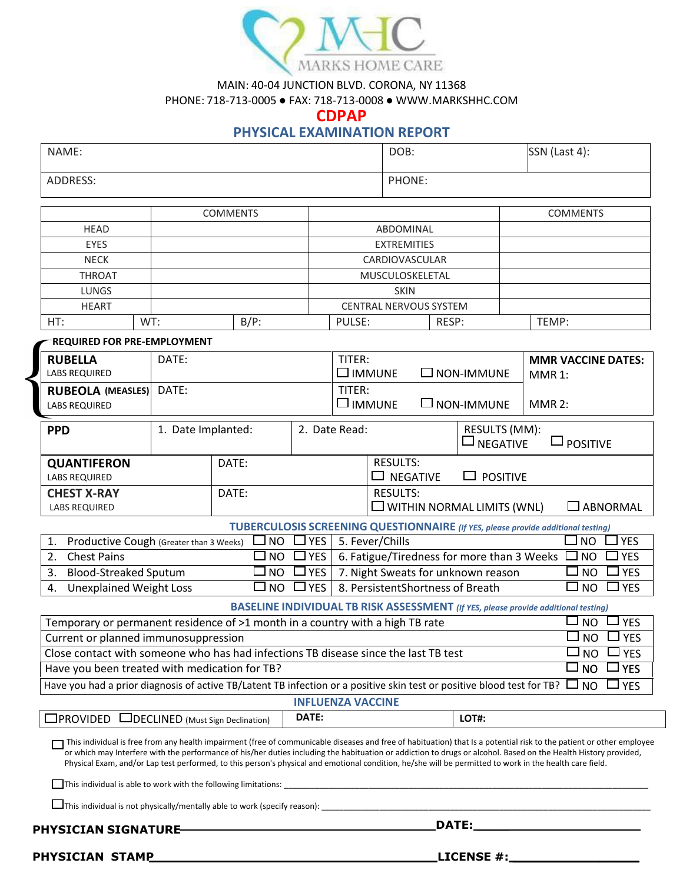MHC
MARKS HOME CARE

MAIN: 40-04 JUNCTION BLVD. CORONA, NY 11368

PHONE: 718-713-0005 ● FAX: 718-713-0008 ● WWW.MARKSHHC.COM

# CDPAP

## PHYSICAL EXAMINATION REPORT

| | | |
|---|---|---|
| NAME: | DOB: | SSN (Last 4): |
| ADDRESS: | PHONE: | |

| | COMMENTS | | COMMENTS |
|---|---|---|---|
| HEAD | | ABDOMINAL | |
| EYES | | EXTREMITIES | |
| NECK | | CARDIOVASCULAR | |
| THROAT | | MUSCULOSKELETAL | |
| LUNGS | | SKIN | |
| HEART | | CENTRAL NERVOUS SYSTEM | |

| | | | | | |
|---|---|---|---|---|---|
| HT: | WT: | B/P: | PULSE: | RESP: | TEMP: |

**REQUIRED FOR PRE-EMPLOYMENT**

| | | | |
|---|---|---|---|
| **RUBELLA** LABS REQUIRED | DATE: | TITER: ☐ IMMUNE ☐ NON-IMMUNE | **MMR VACCINE DATES:** MMR 1: |
| **RUBEOLA (MEASLES)** LABS REQUIRED | DATE: | TITER: ☐ IMMUNE ☐ NON-IMMUNE | MMR 2: |

| | | | |
|---|---|---|---|
| **PPD** | 1. Date Implanted: | 2. Date Read: | RESULTS (MM): ☐ NEGATIVE ☐ POSITIVE |

| | | |
|---|---|---|
| **QUANTIFERON** LABS REQUIRED | DATE: | RESULTS: ☐ NEGATIVE ☐ POSITIVE |
| **CHEST X-RAY** LABS REQUIRED | DATE: | RESULTS: ☐ WITHIN NORMAL LIMITS (WNL) ☐ ABNORMAL |

### TUBERCULOSIS SCREENING QUESTIONNAIRE *(If YES, please provide additional testing)*

| | | | |
|---|---|---|---|
| 1. Productive Cough (Greater than 3 Weeks) | ☐ NO ☐ YES | 5. Fever/Chills | ☐ NO ☐ YES |
| 2. Chest Pains | ☐ NO ☐ YES | 6. Fatigue/Tiredness for more than 3 Weeks | ☐ NO ☐ YES |
| 3. Blood-Streaked Sputum | ☐ NO ☐ YES | 7. Night Sweats for unknown reason | ☐ NO ☐ YES |
| 4. Unexplained Weight Loss | ☐ NO ☐ YES | 8. PersistentShortness of Breath | ☐ NO ☐ YES |

### BASELINE INDIVIDUAL TB RISK ASSESSMENT *(If YES, please provide additional testing)*

| | |
|---|---|
| Temporary or permanent residence of >1 month in a country with a high TB rate | ☐ NO ☐ YES |
| Current or planned immunosuppression | ☐ NO ☐ YES |
| Close contact with someone who has had infections TB disease since the last TB test | ☐ NO ☐ YES |
| Have you been treated with medication for TB? | ☐ NO ☐ YES |
| Have you had a prior diagnosis of active TB/Latent TB infection or a positive skin test or positive blood test for TB? | ☐ NO ☐ YES |

### INFLUENZA VACCINE

| | | |
|---|---|---|
| ☐ PROVIDED ☐ DECLINED (Must Sign Declination) | **DATE:** | **LOT#:** |

☐ This individual is free from any health impairment (free of communicable diseases and free of habituation) that Is a potential risk to the patient or other employee or which may Interfere with the performance of his/her duties including the habituation or addiction to drugs or alcohol. Based on the Health History provided, Physical Exam, and/or Lap test performed, to this person's physical and emotional condition, he/she will be permitted to work in the health care field.

☐ This individual is able to work with the following limitations: ______________________________

☐ This individual is not physically/mentally able to work (specify reason): ______________________________

**PHYSICIAN SIGNATURE**______________________________ **DATE:**______________________

**PHYSICIAN STAMP**______________________________ **LICENSE #:**______________________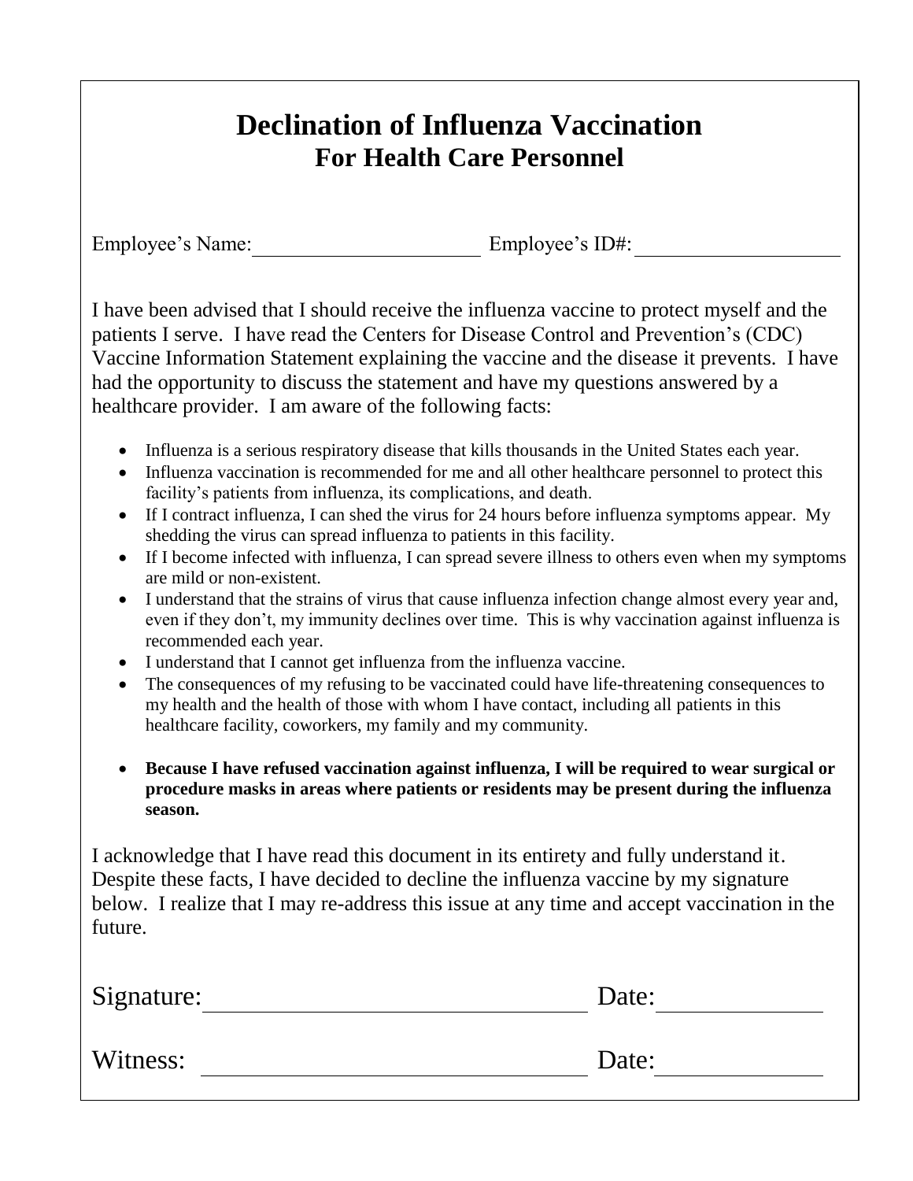# Declination of Influenza Vaccination
## For Health Care Personnel

Employee's Name: ____________________ Employee's ID#: ____________________

I have been advised that I should receive the influenza vaccine to protect myself and the patients I serve. I have read the Centers for Disease Control and Prevention's (CDC) Vaccine Information Statement explaining the vaccine and the disease it prevents. I have had the opportunity to discuss the statement and have my questions answered by a healthcare provider. I am aware of the following facts:

- Influenza is a serious respiratory disease that kills thousands in the United States each year.
- Influenza vaccination is recommended for me and all other healthcare personnel to protect this facility's patients from influenza, its complications, and death.
- If I contract influenza, I can shed the virus for 24 hours before influenza symptoms appear. My shedding the virus can spread influenza to patients in this facility.
- If I become infected with influenza, I can spread severe illness to others even when my symptoms are mild or non-existent.
- I understand that the strains of virus that cause influenza infection change almost every year and, even if they don't, my immunity declines over time. This is why vaccination against influenza is recommended each year.
- I understand that I cannot get influenza from the influenza vaccine.
- The consequences of my refusing to be vaccinated could have life-threatening consequences to my health and the health of those with whom I have contact, including all patients in this healthcare facility, coworkers, my family and my community.

- **Because I have refused vaccination against influenza, I will be required to wear surgical or procedure masks in areas where patients or residents may be present during the influenza season.**

I acknowledge that I have read this document in its entirety and fully understand it. Despite these facts, I have decided to decline the influenza vaccine by my signature below. I realize that I may re-address this issue at any time and accept vaccination in the future.

Signature: ______________________________ Date: ______________

Witness: ______________________________ Date: ______________